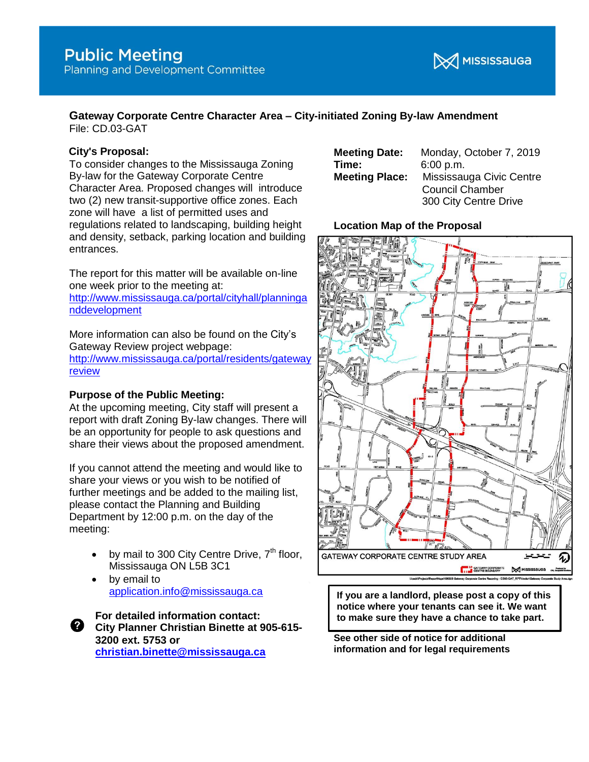# Public Meeting

Planning and Development Committee

MISSISSAUGA

**Gateway Corporate Centre Character Area – City-initiated Zoning By-law Amendment**
File: CD.03-GAT

**City's Proposal:**
To consider changes to the Mississauga Zoning By-law for the Gateway Corporate Centre Character Area. Proposed changes will introduce two (2) new transit-supportive office zones. Each zone will have a list of permitted uses and regulations related to landscaping, building height and density, setback, parking location and building entrances.

The report for this matter will be available on-line one week prior to the meeting at:
http://www.mississauga.ca/portal/cityhall/planninganddevelopment

More information can also be found on the City's Gateway Review project webpage:
http://www.mississauga.ca/portal/residents/gatewayreview

**Purpose of the Public Meeting:**
At the upcoming meeting, City staff will present a report with draft Zoning By-law changes. There will be an opportunity for people to ask questions and share their views about the proposed amendment.

If you cannot attend the meeting and would like to share your views or you wish to be notified of further meetings and be added to the mailing list, please contact the Planning and Building Department by 12:00 p.m. on the day of the meeting:

- by mail to 300 City Centre Drive, 7th floor, Mississauga ON L5B 3C1
- by email to application.info@mississauga.ca

**For detailed information contact:**
**City Planner Christian Binette at 905-615-3200 ext. 5753 or**
**christian.binette@mississauga.ca**

**Meeting Date:** Monday, October 7, 2019
**Time:** 6:00 p.m.
**Meeting Place:** Mississauga Civic Centre Council Chamber 300 City Centre Drive

**Location Map of the Proposal**

GATEWAY CORPORATE CENTRE STUDY AREA

**If you are a landlord, please post a copy of this notice where your tenants can see it. We want to make sure they have a chance to take part.**

**See other side of notice for additional information and for legal requirements**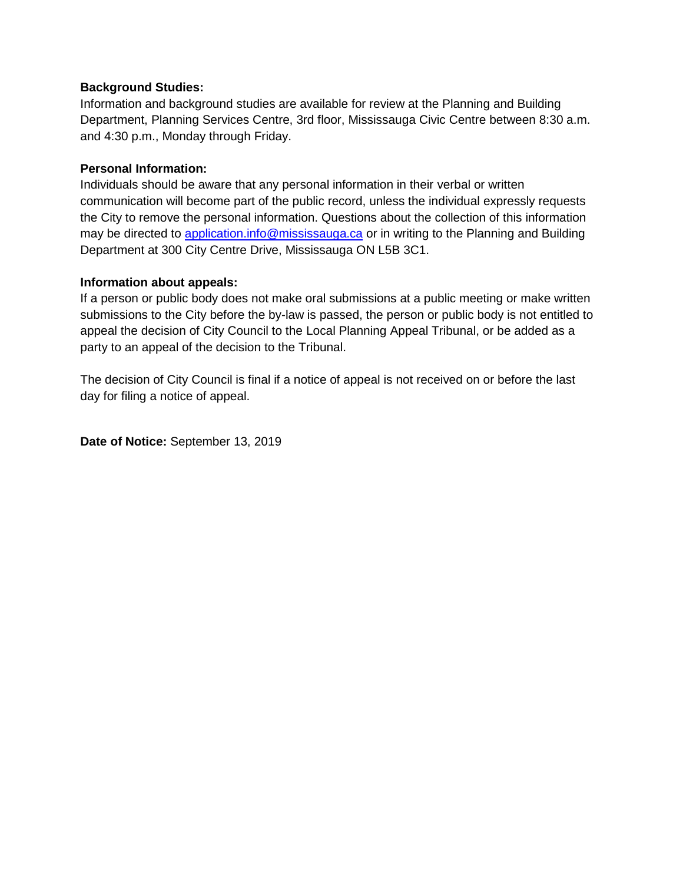**Background Studies:**
Information and background studies are available for review at the Planning and Building Department, Planning Services Centre, 3rd floor, Mississauga Civic Centre between 8:30 a.m. and 4:30 p.m., Monday through Friday.

**Personal Information:**
Individuals should be aware that any personal information in their verbal or written communication will become part of the public record, unless the individual expressly requests the City to remove the personal information. Questions about the collection of this information may be directed to application.info@mississauga.ca or in writing to the Planning and Building Department at 300 City Centre Drive, Mississauga ON L5B 3C1.

**Information about appeals:**
If a person or public body does not make oral submissions at a public meeting or make written submissions to the City before the by-law is passed, the person or public body is not entitled to appeal the decision of City Council to the Local Planning Appeal Tribunal, or be added as a party to an appeal of the decision to the Tribunal.

The decision of City Council is final if a notice of appeal is not received on or before the last day for filing a notice of appeal.

**Date of Notice:** September 13, 2019